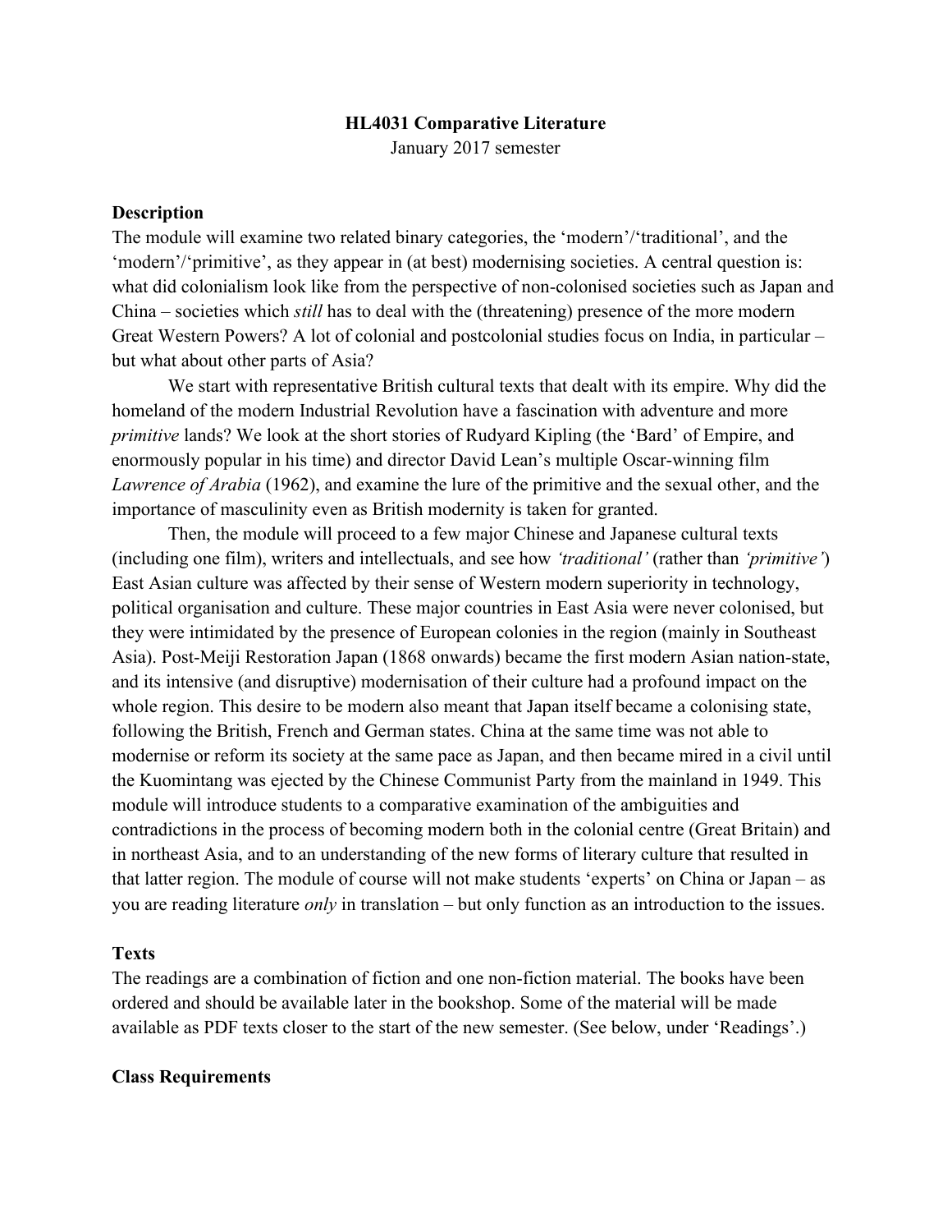# HL4031 Comparative Literature

January 2017 semester

## Description

The module will examine two related binary categories, the 'modern'/'traditional', and the 'modern'/'primitive', as they appear in (at best) modernising societies. A central question is: what did colonialism look like from the perspective of non-colonised societies such as Japan and China – societies which *still* has to deal with the (threatening) presence of the more modern Great Western Powers? A lot of colonial and postcolonial studies focus on India, in particular – but what about other parts of Asia?

We start with representative British cultural texts that dealt with its empire. Why did the homeland of the modern Industrial Revolution have a fascination with adventure and more *primitive* lands? We look at the short stories of Rudyard Kipling (the 'Bard' of Empire, and enormously popular in his time) and director David Lean's multiple Oscar-winning film *Lawrence of Arabia* (1962), and examine the lure of the primitive and the sexual other, and the importance of masculinity even as British modernity is taken for granted.

Then, the module will proceed to a few major Chinese and Japanese cultural texts (including one film), writers and intellectuals, and see how *'traditional'* (rather than *'primitive'*) East Asian culture was affected by their sense of Western modern superiority in technology, political organisation and culture. These major countries in East Asia were never colonised, but they were intimidated by the presence of European colonies in the region (mainly in Southeast Asia). Post-Meiji Restoration Japan (1868 onwards) became the first modern Asian nation-state, and its intensive (and disruptive) modernisation of their culture had a profound impact on the whole region. This desire to be modern also meant that Japan itself became a colonising state, following the British, French and German states. China at the same time was not able to modernise or reform its society at the same pace as Japan, and then became mired in a civil until the Kuomintang was ejected by the Chinese Communist Party from the mainland in 1949. This module will introduce students to a comparative examination of the ambiguities and contradictions in the process of becoming modern both in the colonial centre (Great Britain) and in northeast Asia, and to an understanding of the new forms of literary culture that resulted in that latter region. The module of course will not make students 'experts' on China or Japan – as you are reading literature *only* in translation – but only function as an introduction to the issues.

## Texts

The readings are a combination of fiction and one non-fiction material. The books have been ordered and should be available later in the bookshop. Some of the material will be made available as PDF texts closer to the start of the new semester. (See below, under 'Readings'.)

## Class Requirements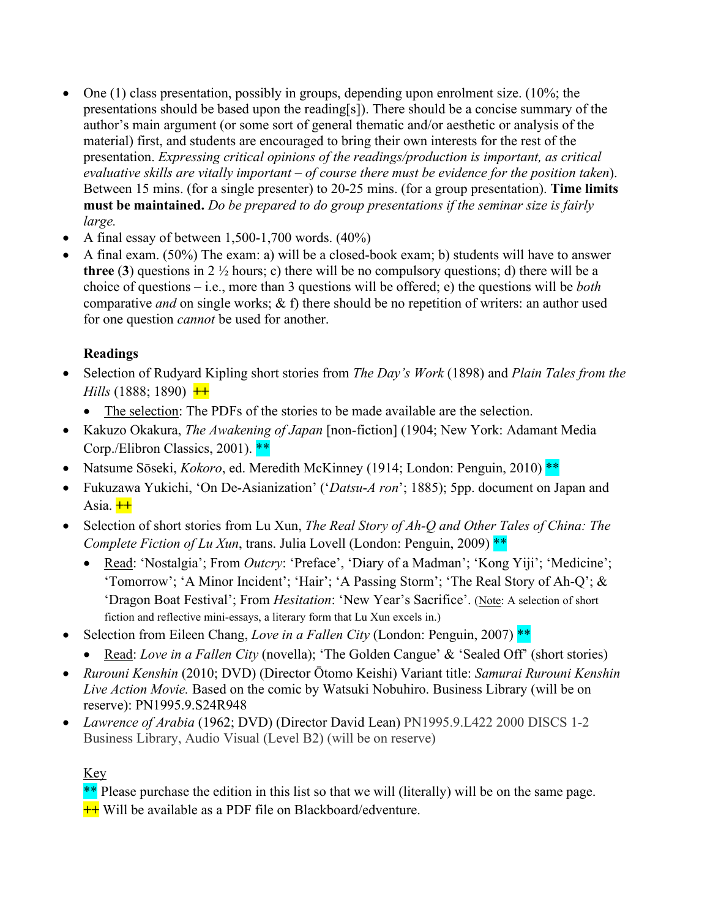- One (1) class presentation, possibly in groups, depending upon enrolment size. (10%; the presentations should be based upon the reading[s]). There should be a concise summary of the author's main argument (or some sort of general thematic and/or aesthetic or analysis of the material) first, and students are encouraged to bring their own interests for the rest of the presentation. *Expressing critical opinions of the readings/production is important, as critical evaluative skills are vitally important – of course there must be evidence for the position taken*). Between 15 mins. (for a single presenter) to 20-25 mins. (for a group presentation). **Time limits must be maintained.** *Do be prepared to do group presentations if the seminar size is fairly large.*
- A final essay of between 1,500-1,700 words. (40%)
- A final exam. (50%) The exam: a) will be a closed-book exam; b) students will have to answer **three** (**3**) questions in 2 ½ hours; c) there will be no compulsory questions; d) there will be a choice of questions – i.e., more than 3 questions will be offered; e) the questions will be *both* comparative *and* on single works; & f) there should be no repetition of writers: an author used for one question *cannot* be used for another.

**Readings**

- Selection of Rudyard Kipling short stories from *The Day's Work* (1898) and *Plain Tales from the Hills* (1888; 1890) ++
  - The selection: The PDFs of the stories to be made available are the selection.
- Kakuzo Okakura, *The Awakening of Japan* [non-fiction] (1904; New York: Adamant Media Corp./Elibron Classics, 2001). **
- Natsume Sōseki, *Kokoro*, ed. Meredith McKinney (1914; London: Penguin, 2010) **
- Fukuzawa Yukichi, 'On De-Asianization' ('*Datsu-A ron*'; 1885); 5pp. document on Japan and Asia. ++
- Selection of short stories from Lu Xun, *The Real Story of Ah-Q and Other Tales of China: The Complete Fiction of Lu Xun*, trans. Julia Lovell (London: Penguin, 2009) **
  - Read: 'Nostalgia'; From *Outcry*: 'Preface', 'Diary of a Madman'; 'Kong Yiji'; 'Medicine'; 'Tomorrow'; 'A Minor Incident'; 'Hair'; 'A Passing Storm'; 'The Real Story of Ah-Q'; & 'Dragon Boat Festival'; From *Hesitation*: 'New Year's Sacrifice'. (Note: A selection of short fiction and reflective mini-essays, a literary form that Lu Xun excels in.)
- Selection from Eileen Chang, *Love in a Fallen City* (London: Penguin, 2007) **
  - Read: *Love in a Fallen City* (novella); 'The Golden Cangue' & 'Sealed Off' (short stories)
- *Rurouni Kenshin* (2010; DVD) (Director Ōtomo Keishi) Variant title: *Samurai Rurouni Kenshin Live Action Movie.* Based on the comic by Watsuki Nobuhiro. Business Library (will be on reserve): PN1995.9.S24R948
- *Lawrence of Arabia* (1962; DVD) (Director David Lean) PN1995.9.L422 2000 DISCS 1-2 Business Library, Audio Visual (Level B2) (will be on reserve)

Key

** Please purchase the edition in this list so that we will (literally) will be on the same page.

++ Will be available as a PDF file on Blackboard/edventure.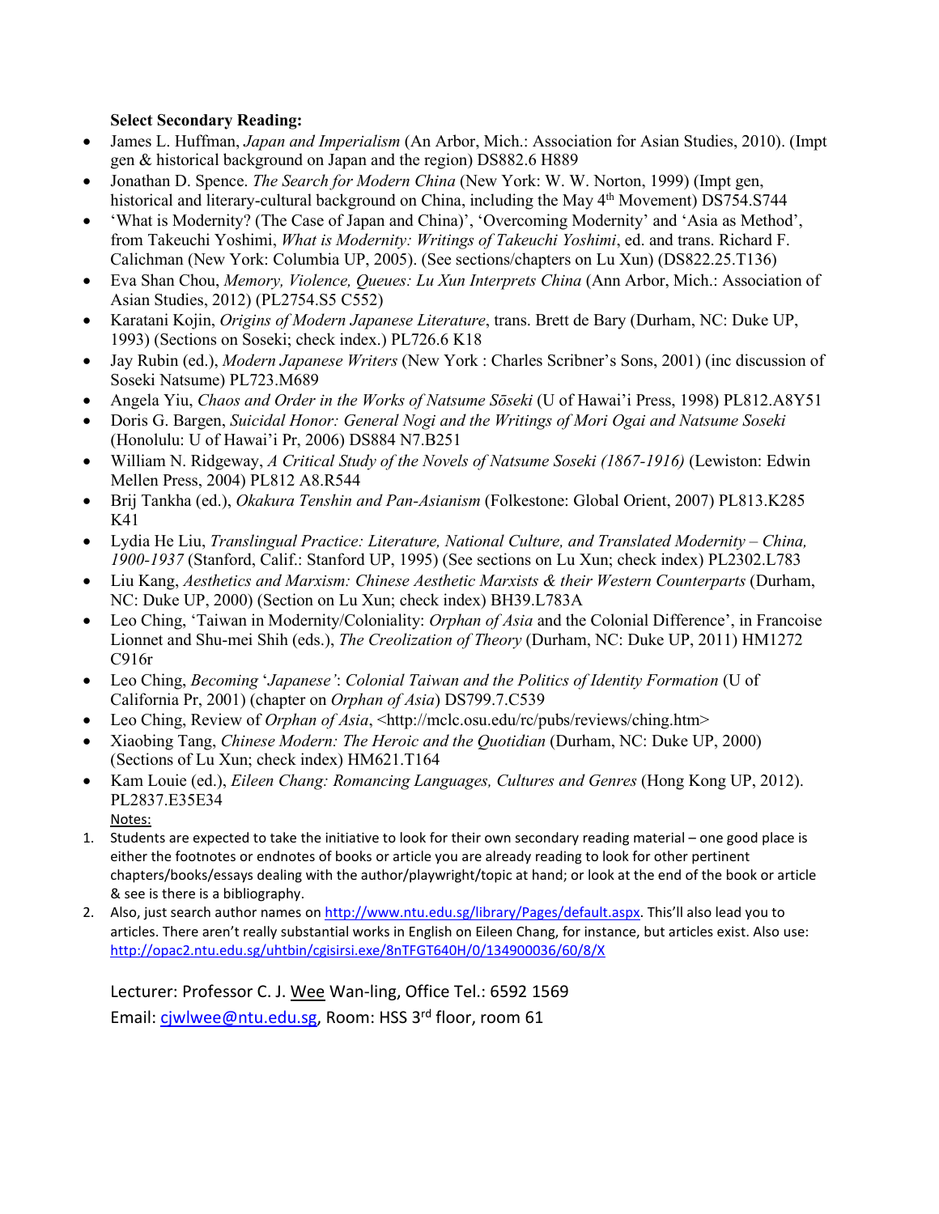**Select Secondary Reading:**

- James L. Huffman, *Japan and Imperialism* (An Arbor, Mich.: Association for Asian Studies, 2010). (Impt gen & historical background on Japan and the region) DS882.6 H889
- Jonathan D. Spence. *The Search for Modern China* (New York: W. W. Norton, 1999) (Impt gen, historical and literary-cultural background on China, including the May 4th Movement) DS754.S744
- 'What is Modernity? (The Case of Japan and China)', 'Overcoming Modernity' and 'Asia as Method', from Takeuchi Yoshimi, *What is Modernity: Writings of Takeuchi Yoshimi*, ed. and trans. Richard F. Calichman (New York: Columbia UP, 2005). (See sections/chapters on Lu Xun) (DS822.25.T136)
- Eva Shan Chou, *Memory, Violence, Queues: Lu Xun Interprets China* (Ann Arbor, Mich.: Association of Asian Studies, 2012) (PL2754.S5 C552)
- Karatani Kojin, *Origins of Modern Japanese Literature*, trans. Brett de Bary (Durham, NC: Duke UP, 1993) (Sections on Soseki; check index.) PL726.6 K18
- Jay Rubin (ed.), *Modern Japanese Writers* (New York : Charles Scribner's Sons, 2001) (inc discussion of Soseki Natsume) PL723.M689
- Angela Yiu, *Chaos and Order in the Works of Natsume Sōseki* (U of Hawai'i Press, 1998) PL812.A8Y51
- Doris G. Bargen, *Suicidal Honor: General Nogi and the Writings of Mori Ogai and Natsume Soseki* (Honolulu: U of Hawai'i Pr, 2006) DS884 N7.B251
- William N. Ridgeway, *A Critical Study of the Novels of Natsume Soseki (1867-1916)* (Lewiston: Edwin Mellen Press, 2004) PL812 A8.R544
- Brij Tankha (ed.), *Okakura Tenshin and Pan-Asianism* (Folkestone: Global Orient, 2007) PL813.K285 K41
- Lydia He Liu, *Translingual Practice: Literature, National Culture, and Translated Modernity – China, 1900-1937* (Stanford, Calif.: Stanford UP, 1995) (See sections on Lu Xun; check index) PL2302.L783
- Liu Kang, *Aesthetics and Marxism: Chinese Aesthetic Marxists & their Western Counterparts* (Durham, NC: Duke UP, 2000) (Section on Lu Xun; check index) BH39.L783A
- Leo Ching, 'Taiwan in Modernity/Coloniality: *Orphan of Asia* and the Colonial Difference', in Francoise Lionnet and Shu-mei Shih (eds.), *The Creolization of Theory* (Durham, NC: Duke UP, 2011) HM1272 C916r
- Leo Ching, *Becoming 'Japanese': Colonial Taiwan and the Politics of Identity Formation* (U of California Pr, 2001) (chapter on *Orphan of Asia*) DS799.7.C539
- Leo Ching, Review of *Orphan of Asia*, <http://mclc.osu.edu/rc/pubs/reviews/ching.htm>
- Xiaobing Tang, *Chinese Modern: The Heroic and the Quotidian* (Durham, NC: Duke UP, 2000) (Sections of Lu Xun; check index) HM621.T164
- Kam Louie (ed.), *Eileen Chang: Romancing Languages, Cultures and Genres* (Hong Kong UP, 2012). PL2837.E35E34

Notes:

1. Students are expected to take the initiative to look for their own secondary reading material – one good place is either the footnotes or endnotes of books or article you are already reading to look for other pertinent chapters/books/essays dealing with the author/playwright/topic at hand; or look at the end of the book or article & see is there is a bibliography.
2. Also, just search author names on http://www.ntu.edu.sg/library/Pages/default.aspx. This'll also lead you to articles. There aren't really substantial works in English on Eileen Chang, for instance, but articles exist. Also use: http://opac2.ntu.edu.sg/uhtbin/cgisirsi.exe/8nTFGT640H/0/134900036/60/8/X

Lecturer: Professor C. J. Wee Wan-ling, Office Tel.: 6592 1569
Email: cjwlwee@ntu.edu.sg, Room: HSS 3rd floor, room 61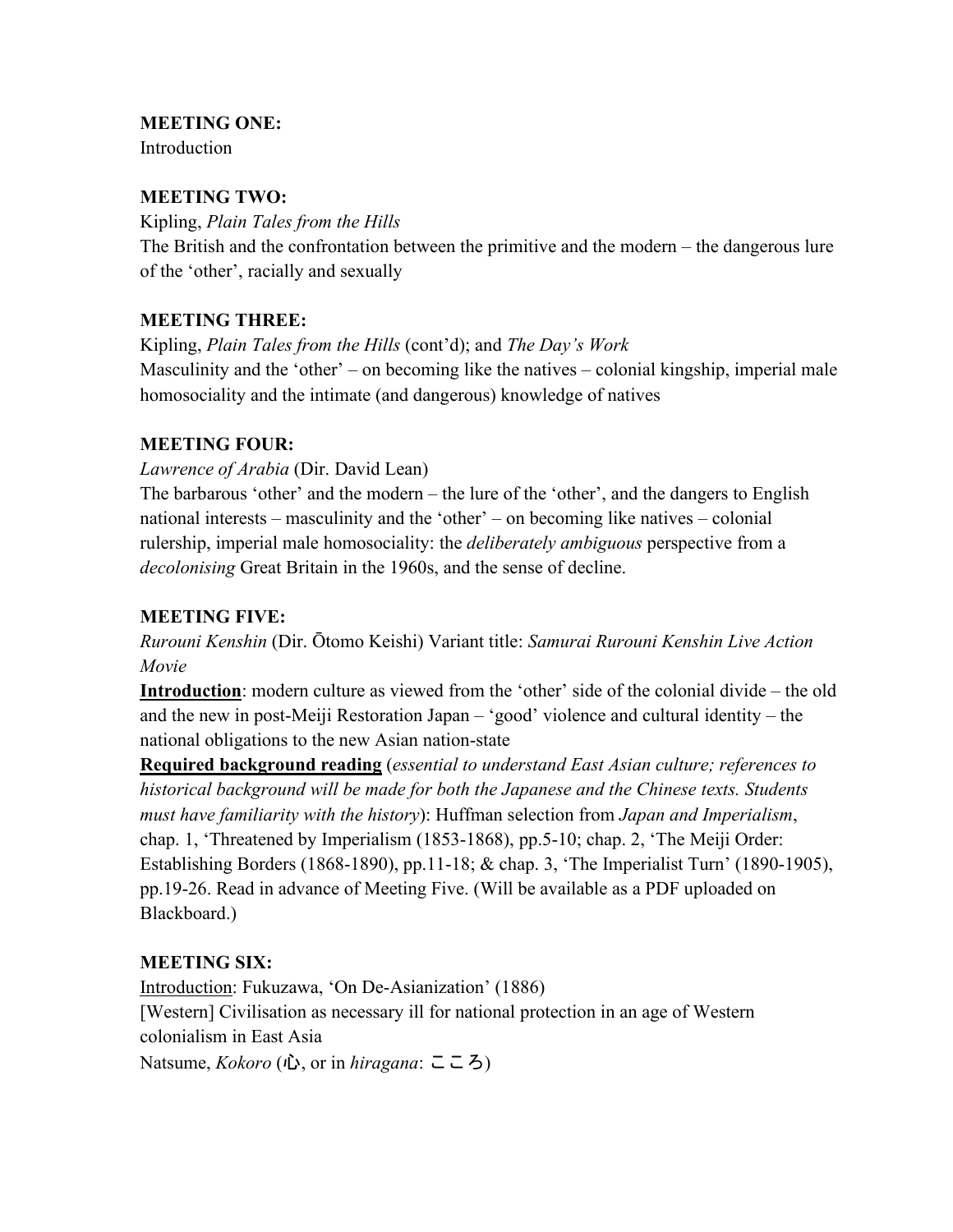**MEETING ONE:**
Introduction

**MEETING TWO:**
Kipling, *Plain Tales from the Hills*
The British and the confrontation between the primitive and the modern – the dangerous lure of the 'other', racially and sexually

**MEETING THREE:**
Kipling, *Plain Tales from the Hills* (cont'd); and *The Day's Work*
Masculinity and the 'other' – on becoming like the natives – colonial kingship, imperial male homosociality and the intimate (and dangerous) knowledge of natives

**MEETING FOUR:**
*Lawrence of Arabia* (Dir. David Lean)
The barbarous 'other' and the modern – the lure of the 'other', and the dangers to English national interests – masculinity and the 'other' – on becoming like natives – colonial rulership, imperial male homosociality: the *deliberately ambiguous* perspective from a *decolonising* Great Britain in the 1960s, and the sense of decline.

**MEETING FIVE:**
*Rurouni Kenshin* (Dir. Ōtomo Keishi) Variant title: *Samurai Rurouni Kenshin Live Action Movie*
**<u>Introduction</u>**: modern culture as viewed from the 'other' side of the colonial divide – the old and the new in post-Meiji Restoration Japan – 'good' violence and cultural identity – the national obligations to the new Asian nation-state
**<u>Required background reading</u>** (*essential to understand East Asian culture; references to historical background will be made for both the Japanese and the Chinese texts. Students must have familiarity with the history*): Huffman selection from *Japan and Imperialism*, chap. 1, 'Threatened by Imperialism (1853-1868), pp.5-10; chap. 2, 'The Meiji Order: Establishing Borders (1868-1890), pp.11-18; & chap. 3, 'The Imperialist Turn' (1890-1905), pp.19-26. Read in advance of Meeting Five. (Will be available as a PDF uploaded on Blackboard.)

**MEETING SIX:**
<u>Introduction</u>: Fukuzawa, 'On De-Asianization' (1886)
[Western] Civilisation as necessary ill for national protection in an age of Western colonialism in East Asia
Natsume, *Kokoro* (心, or in *hiragana*: こころ)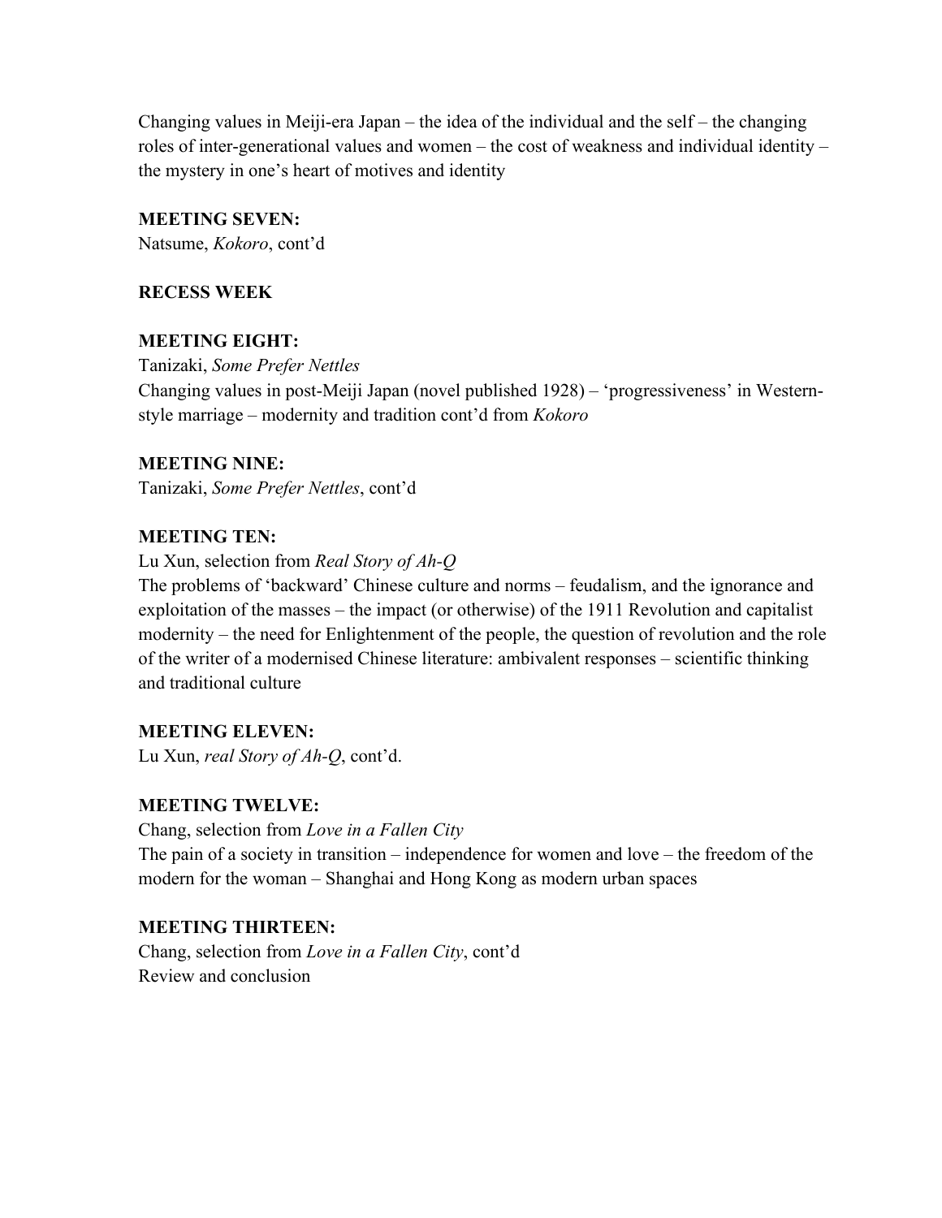Changing values in Meiji-era Japan – the idea of the individual and the self – the changing roles of inter-generational values and women – the cost of weakness and individual identity – the mystery in one's heart of motives and identity

**MEETING SEVEN:**
Natsume, *Kokoro*, cont'd

**RECESS WEEK**

**MEETING EIGHT:**
Tanizaki, *Some Prefer Nettles*
Changing values in post-Meiji Japan (novel published 1928) – 'progressiveness' in Western-style marriage – modernity and tradition cont'd from *Kokoro*

**MEETING NINE:**
Tanizaki, *Some Prefer Nettles*, cont'd

**MEETING TEN:**
Lu Xun, selection from *Real Story of Ah-Q*
The problems of 'backward' Chinese culture and norms – feudalism, and the ignorance and exploitation of the masses – the impact (or otherwise) of the 1911 Revolution and capitalist modernity – the need for Enlightenment of the people, the question of revolution and the role of the writer of a modernised Chinese literature: ambivalent responses – scientific thinking and traditional culture

**MEETING ELEVEN:**
Lu Xun, *real Story of Ah-Q*, cont'd.

**MEETING TWELVE:**
Chang, selection from *Love in a Fallen City*
The pain of a society in transition – independence for women and love – the freedom of the modern for the woman – Shanghai and Hong Kong as modern urban spaces

**MEETING THIRTEEN:**
Chang, selection from *Love in a Fallen City*, cont'd
Review and conclusion